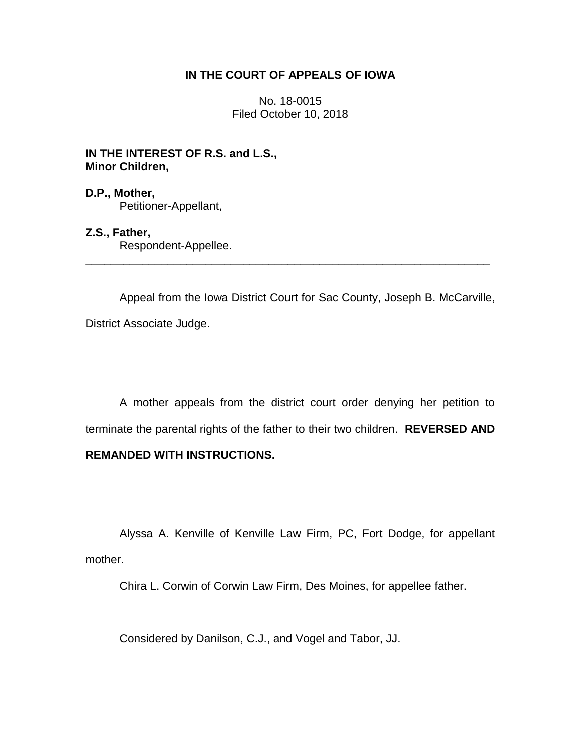**IN THE COURT OF APPEALS OF IOWA**

No. 18-0015
Filed October 10, 2018

**IN THE INTEREST OF R.S. and L.S.,**
**Minor Children,**

**D.P., Mother,**
Petitioner-Appellant,

**Z.S., Father,**
Respondent-Appellee.

---

Appeal from the Iowa District Court for Sac County, Joseph B. McCarville, District Associate Judge.

A mother appeals from the district court order denying her petition to terminate the parental rights of the father to their two children. **REVERSED AND REMANDED WITH INSTRUCTIONS.**

Alyssa A. Kenville of Kenville Law Firm, PC, Fort Dodge, for appellant mother.

Chira L. Corwin of Corwin Law Firm, Des Moines, for appellee father.

Considered by Danilson, C.J., and Vogel and Tabor, JJ.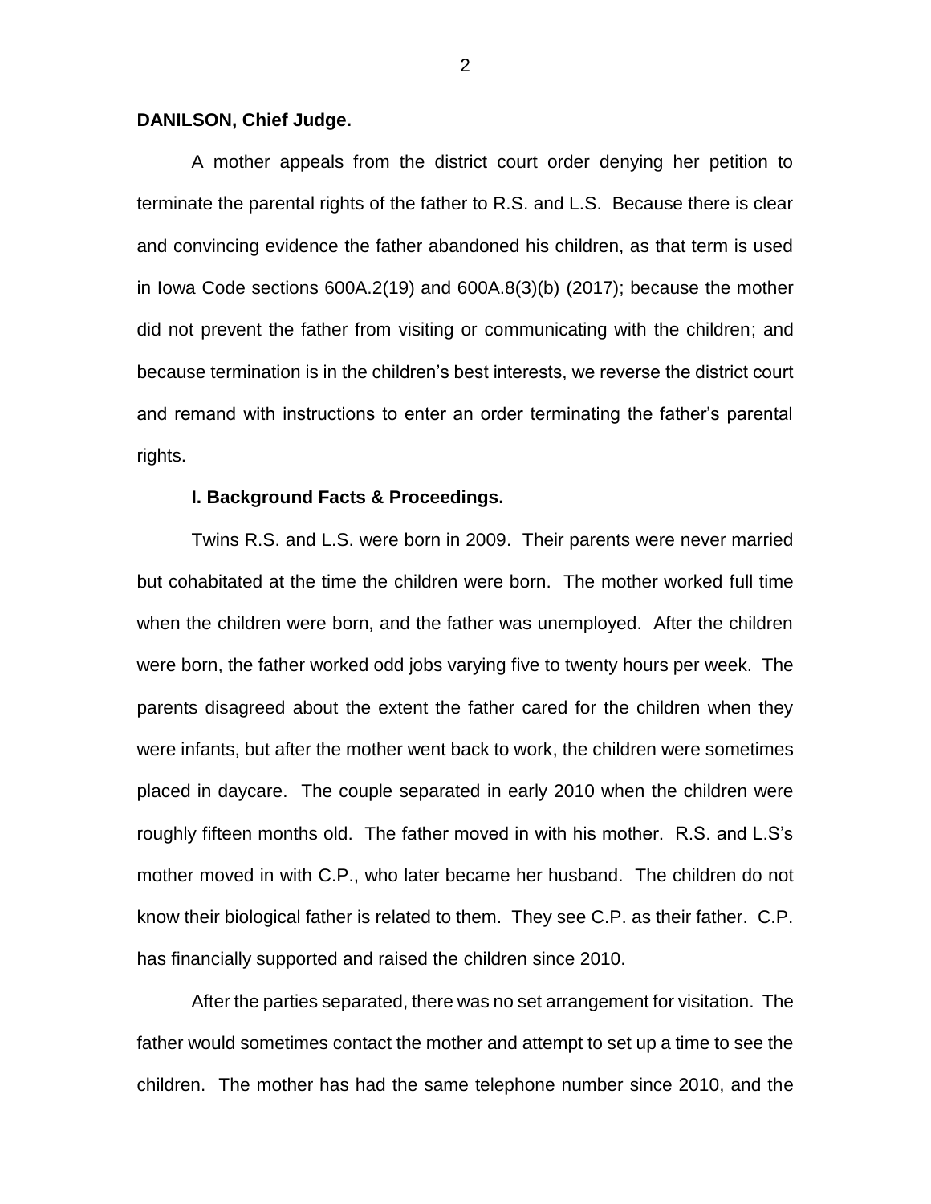**DANILSON, Chief Judge.**

A mother appeals from the district court order denying her petition to terminate the parental rights of the father to R.S. and L.S. Because there is clear and convincing evidence the father abandoned his children, as that term is used in Iowa Code sections 600A.2(19) and 600A.8(3)(b) (2017); because the mother did not prevent the father from visiting or communicating with the children; and because termination is in the children's best interests, we reverse the district court and remand with instructions to enter an order terminating the father's parental rights.

**I. Background Facts & Proceedings.**

Twins R.S. and L.S. were born in 2009. Their parents were never married but cohabitated at the time the children were born. The mother worked full time when the children were born, and the father was unemployed. After the children were born, the father worked odd jobs varying five to twenty hours per week. The parents disagreed about the extent the father cared for the children when they were infants, but after the mother went back to work, the children were sometimes placed in daycare. The couple separated in early 2010 when the children were roughly fifteen months old. The father moved in with his mother. R.S. and L.S's mother moved in with C.P., who later became her husband. The children do not know their biological father is related to them. They see C.P. as their father. C.P. has financially supported and raised the children since 2010.

After the parties separated, there was no set arrangement for visitation. The father would sometimes contact the mother and attempt to set up a time to see the children. The mother has had the same telephone number since 2010, and the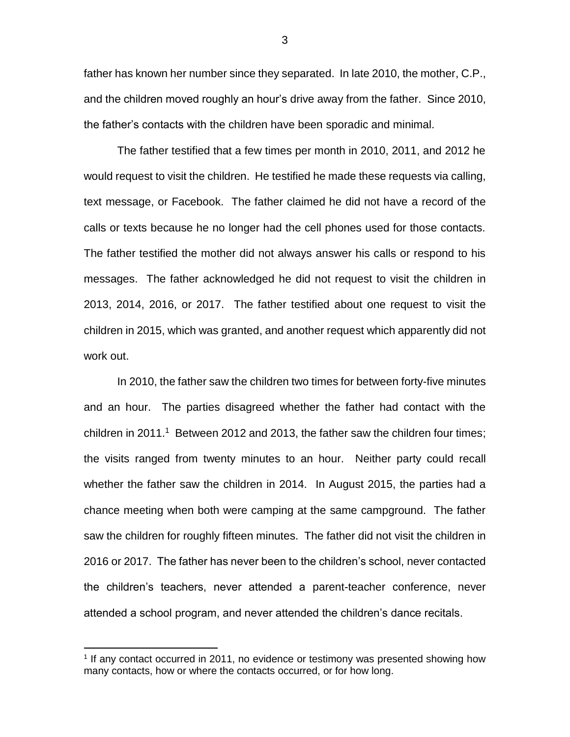father has known her number since they separated. In late 2010, the mother, C.P., and the children moved roughly an hour's drive away from the father. Since 2010, the father's contacts with the children have been sporadic and minimal.

The father testified that a few times per month in 2010, 2011, and 2012 he would request to visit the children. He testified he made these requests via calling, text message, or Facebook. The father claimed he did not have a record of the calls or texts because he no longer had the cell phones used for those contacts. The father testified the mother did not always answer his calls or respond to his messages. The father acknowledged he did not request to visit the children in 2013, 2014, 2016, or 2017. The father testified about one request to visit the children in 2015, which was granted, and another request which apparently did not work out.

In 2010, the father saw the children two times for between forty-five minutes and an hour. The parties disagreed whether the father had contact with the children in 2011.[1] Between 2012 and 2013, the father saw the children four times; the visits ranged from twenty minutes to an hour. Neither party could recall whether the father saw the children in 2014. In August 2015, the parties had a chance meeting when both were camping at the same campground. The father saw the children for roughly fifteen minutes. The father did not visit the children in 2016 or 2017. The father has never been to the children's school, never contacted the children's teachers, never attended a parent-teacher conference, never attended a school program, and never attended the children's dance recitals.

[1] If any contact occurred in 2011, no evidence or testimony was presented showing how many contacts, how or where the contacts occurred, or for how long.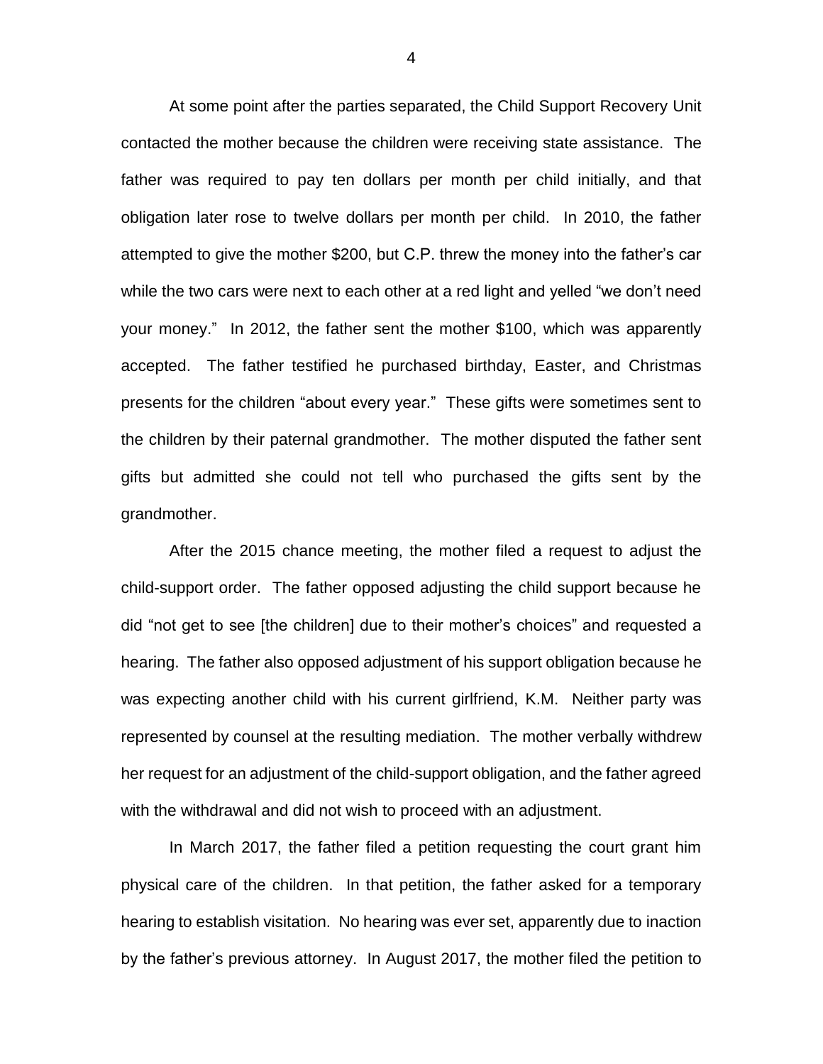At some point after the parties separated, the Child Support Recovery Unit contacted the mother because the children were receiving state assistance. The father was required to pay ten dollars per month per child initially, and that obligation later rose to twelve dollars per month per child. In 2010, the father attempted to give the mother $200, but C.P. threw the money into the father's car while the two cars were next to each other at a red light and yelled "we don't need your money." In 2012, the father sent the mother $100, which was apparently accepted. The father testified he purchased birthday, Easter, and Christmas presents for the children "about every year." These gifts were sometimes sent to the children by their paternal grandmother. The mother disputed the father sent gifts but admitted she could not tell who purchased the gifts sent by the grandmother.

After the 2015 chance meeting, the mother filed a request to adjust the child-support order. The father opposed adjusting the child support because he did "not get to see [the children] due to their mother's choices" and requested a hearing. The father also opposed adjustment of his support obligation because he was expecting another child with his current girlfriend, K.M. Neither party was represented by counsel at the resulting mediation. The mother verbally withdrew her request for an adjustment of the child-support obligation, and the father agreed with the withdrawal and did not wish to proceed with an adjustment.

In March 2017, the father filed a petition requesting the court grant him physical care of the children. In that petition, the father asked for a temporary hearing to establish visitation. No hearing was ever set, apparently due to inaction by the father's previous attorney. In August 2017, the mother filed the petition to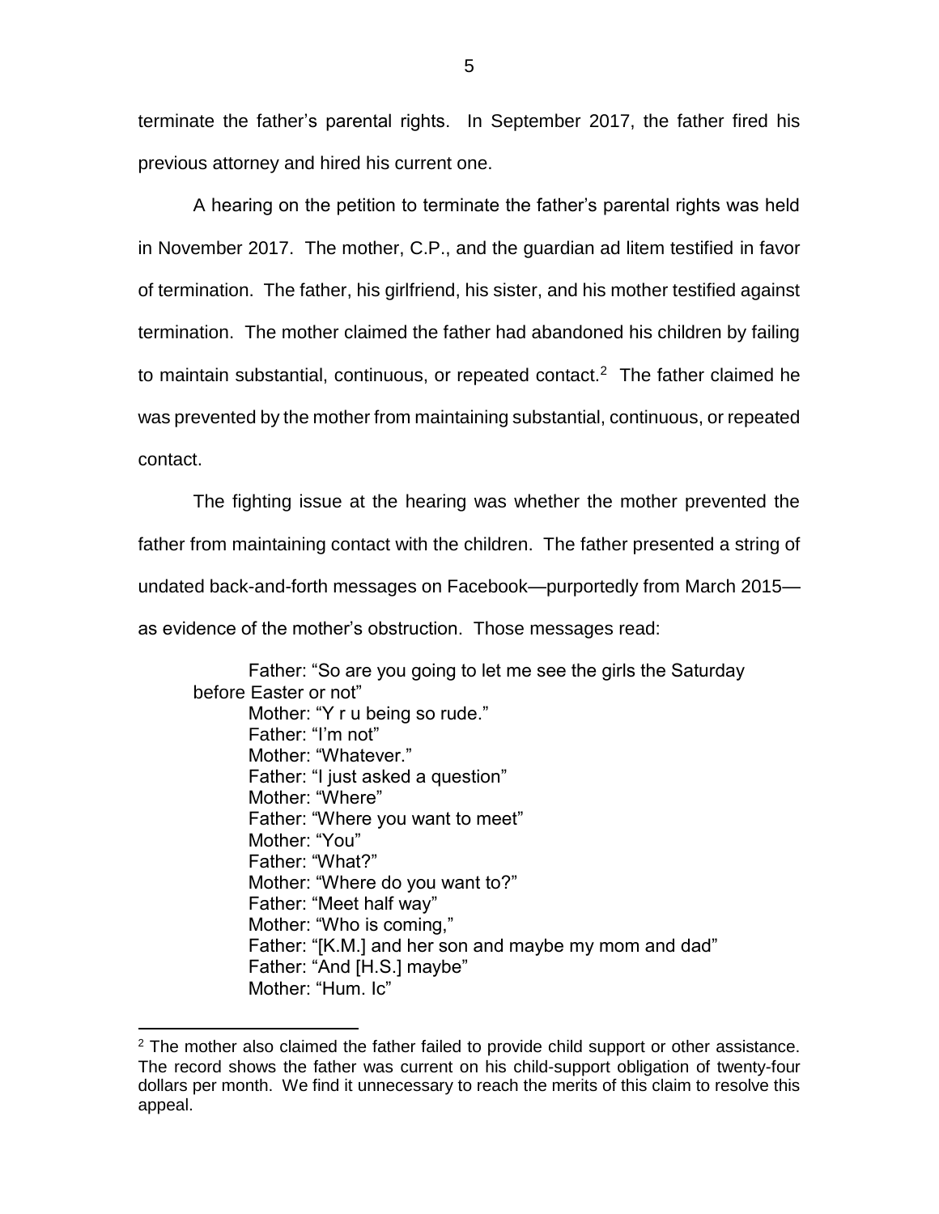terminate the father's parental rights. In September 2017, the father fired his previous attorney and hired his current one.

A hearing on the petition to terminate the father's parental rights was held in November 2017. The mother, C.P., and the guardian ad litem testified in favor of termination. The father, his girlfriend, his sister, and his mother testified against termination. The mother claimed the father had abandoned his children by failing to maintain substantial, continuous, or repeated contact.[2] The father claimed he was prevented by the mother from maintaining substantial, continuous, or repeated contact.

The fighting issue at the hearing was whether the mother prevented the father from maintaining contact with the children. The father presented a string of undated back-and-forth messages on Facebook—purportedly from March 2015—as evidence of the mother's obstruction. Those messages read:

> Father: "So are you going to let me see the girls the Saturday before Easter or not"
> Mother: "Y r u being so rude."
> Father: "I'm not"
> Mother: "Whatever."
> Father: "I just asked a question"
> Mother: "Where"
> Father: "Where you want to meet"
> Mother: "You"
> Father: "What?"
> Mother: "Where do you want to?"
> Father: "Meet half way"
> Mother: "Who is coming,"
> Father: "[K.M.] and her son and maybe my mom and dad"
> Father: "And [H.S.] maybe"
> Mother: "Hum. Ic"

[2] The mother also claimed the father failed to provide child support or other assistance. The record shows the father was current on his child-support obligation of twenty-four dollars per month. We find it unnecessary to reach the merits of this claim to resolve this appeal.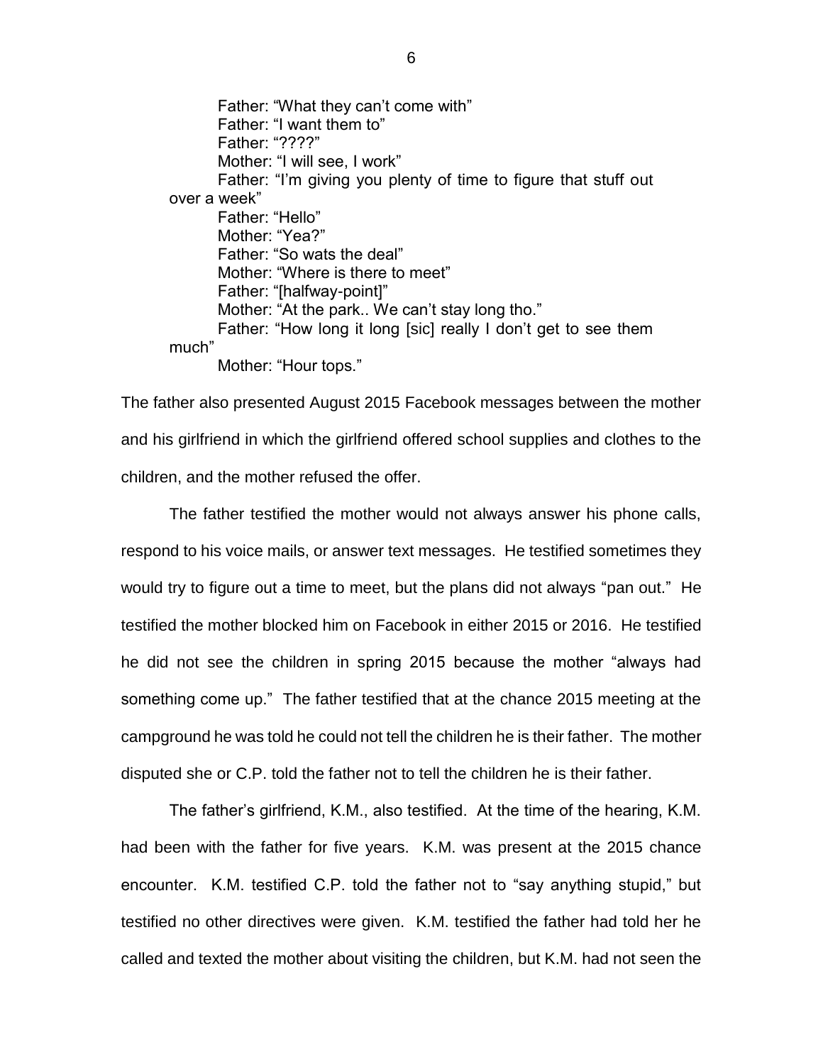Father: "What they can't come with"
Father: "I want them to"
Father: "????"
Mother: "I will see, I work"
Father: "I'm giving you plenty of time to figure that stuff out over a week"
Father: "Hello"
Mother: "Yea?"
Father: "So wats the deal"
Mother: "Where is there to meet"
Father: "[halfway-point]"
Mother: "At the park.. We can't stay long tho."
Father: "How long it long [sic] really I don't get to see them much"
Mother: "Hour tops."

The father also presented August 2015 Facebook messages between the mother and his girlfriend in which the girlfriend offered school supplies and clothes to the children, and the mother refused the offer.

The father testified the mother would not always answer his phone calls, respond to his voice mails, or answer text messages. He testified sometimes they would try to figure out a time to meet, but the plans did not always "pan out." He testified the mother blocked him on Facebook in either 2015 or 2016. He testified he did not see the children in spring 2015 because the mother "always had something come up." The father testified that at the chance 2015 meeting at the campground he was told he could not tell the children he is their father. The mother disputed she or C.P. told the father not to tell the children he is their father.

The father's girlfriend, K.M., also testified. At the time of the hearing, K.M. had been with the father for five years. K.M. was present at the 2015 chance encounter. K.M. testified C.P. told the father not to "say anything stupid," but testified no other directives were given. K.M. testified the father had told her he called and texted the mother about visiting the children, but K.M. had not seen the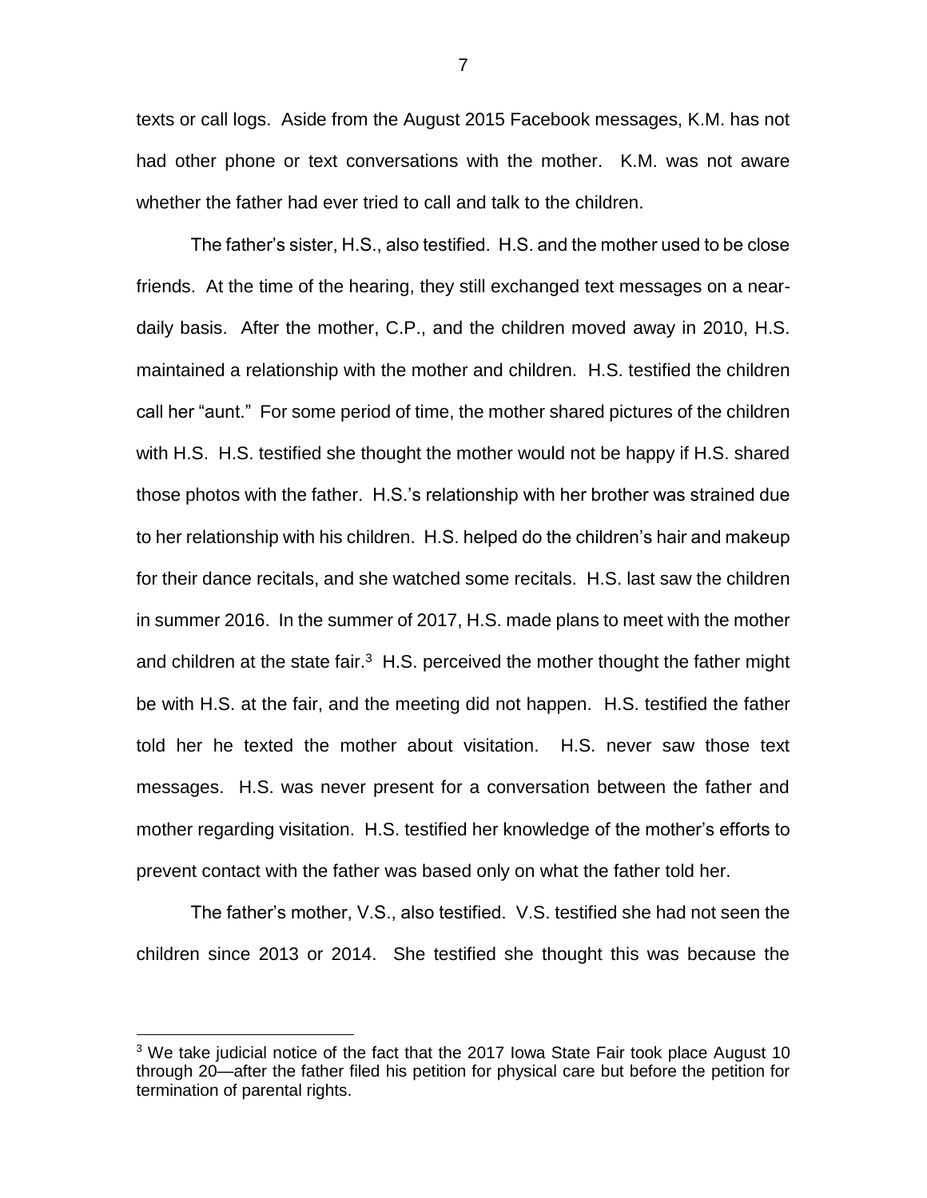texts or call logs. Aside from the August 2015 Facebook messages, K.M. has not had other phone or text conversations with the mother. K.M. was not aware whether the father had ever tried to call and talk to the children.

The father's sister, H.S., also testified. H.S. and the mother used to be close friends. At the time of the hearing, they still exchanged text messages on a near-daily basis. After the mother, C.P., and the children moved away in 2010, H.S. maintained a relationship with the mother and children. H.S. testified the children call her "aunt." For some period of time, the mother shared pictures of the children with H.S. H.S. testified she thought the mother would not be happy if H.S. shared those photos with the father. H.S.'s relationship with her brother was strained due to her relationship with his children. H.S. helped do the children's hair and makeup for their dance recitals, and she watched some recitals. H.S. last saw the children in summer 2016. In the summer of 2017, H.S. made plans to meet with the mother and children at the state fair.[3] H.S. perceived the mother thought the father might be with H.S. at the fair, and the meeting did not happen. H.S. testified the father told her he texted the mother about visitation. H.S. never saw those text messages. H.S. was never present for a conversation between the father and mother regarding visitation. H.S. testified her knowledge of the mother's efforts to prevent contact with the father was based only on what the father told her.

The father's mother, V.S., also testified. V.S. testified she had not seen the children since 2013 or 2014. She testified she thought this was because the

[3] We take judicial notice of the fact that the 2017 Iowa State Fair took place August 10 through 20—after the father filed his petition for physical care but before the petition for termination of parental rights.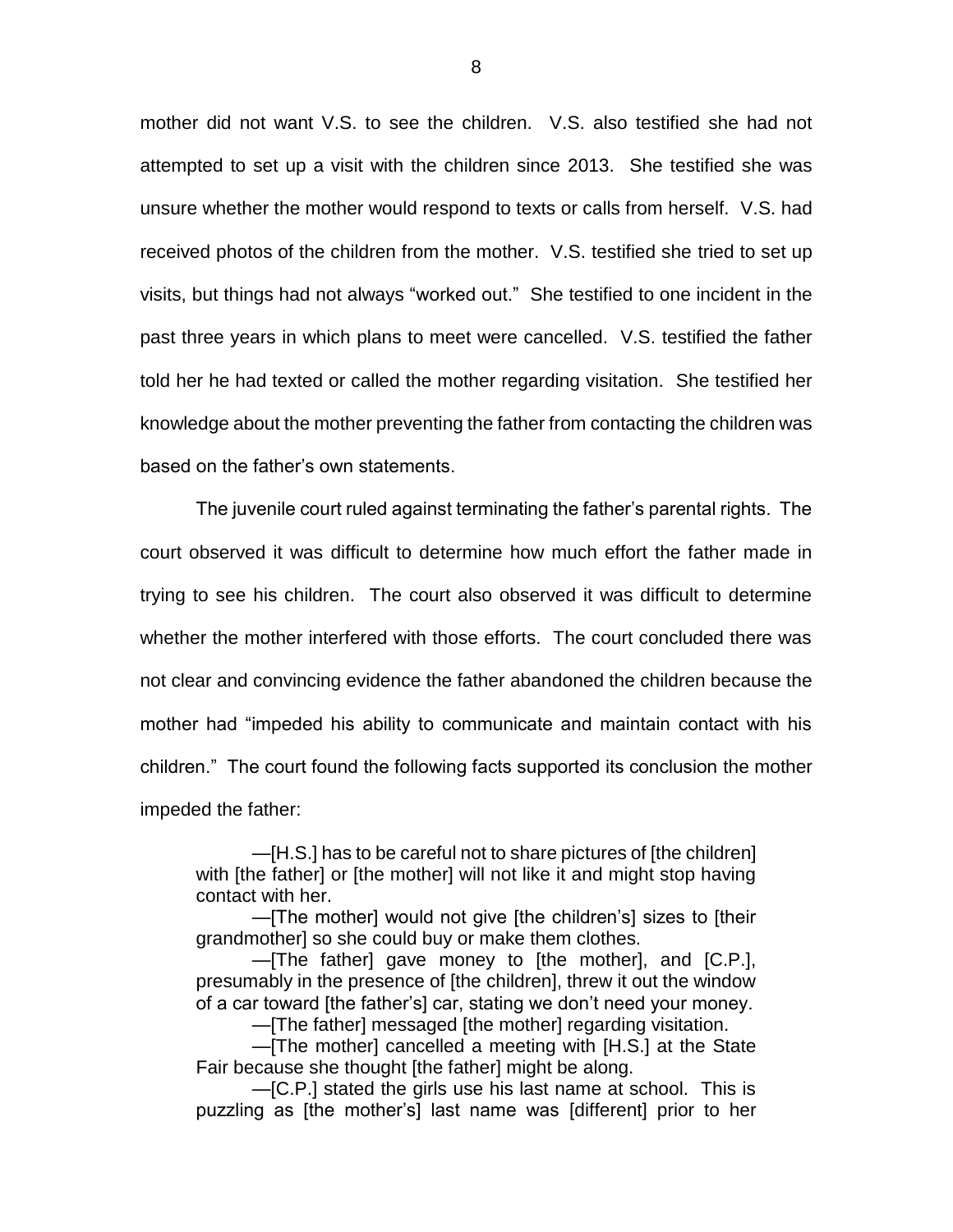mother did not want V.S. to see the children. V.S. also testified she had not attempted to set up a visit with the children since 2013. She testified she was unsure whether the mother would respond to texts or calls from herself. V.S. had received photos of the children from the mother. V.S. testified she tried to set up visits, but things had not always "worked out." She testified to one incident in the past three years in which plans to meet were cancelled. V.S. testified the father told her he had texted or called the mother regarding visitation. She testified her knowledge about the mother preventing the father from contacting the children was based on the father's own statements.

The juvenile court ruled against terminating the father's parental rights. The court observed it was difficult to determine how much effort the father made in trying to see his children. The court also observed it was difficult to determine whether the mother interfered with those efforts. The court concluded there was not clear and convincing evidence the father abandoned the children because the mother had "impeded his ability to communicate and maintain contact with his children." The court found the following facts supported its conclusion the mother impeded the father:

> —[H.S.] has to be careful not to share pictures of [the children] with [the father] or [the mother] will not like it and might stop having contact with her.
>
> —[The mother] would not give [the children's] sizes to [their grandmother] so she could buy or make them clothes.
>
> —[The father] gave money to [the mother], and [C.P.], presumably in the presence of [the children], threw it out the window of a car toward [the father's] car, stating we don't need your money.
>
> —[The father] messaged [the mother] regarding visitation.
>
> —[The mother] cancelled a meeting with [H.S.] at the State Fair because she thought [the father] might be along.
>
> —[C.P.] stated the girls use his last name at school. This is puzzling as [the mother's] last name was [different] prior to her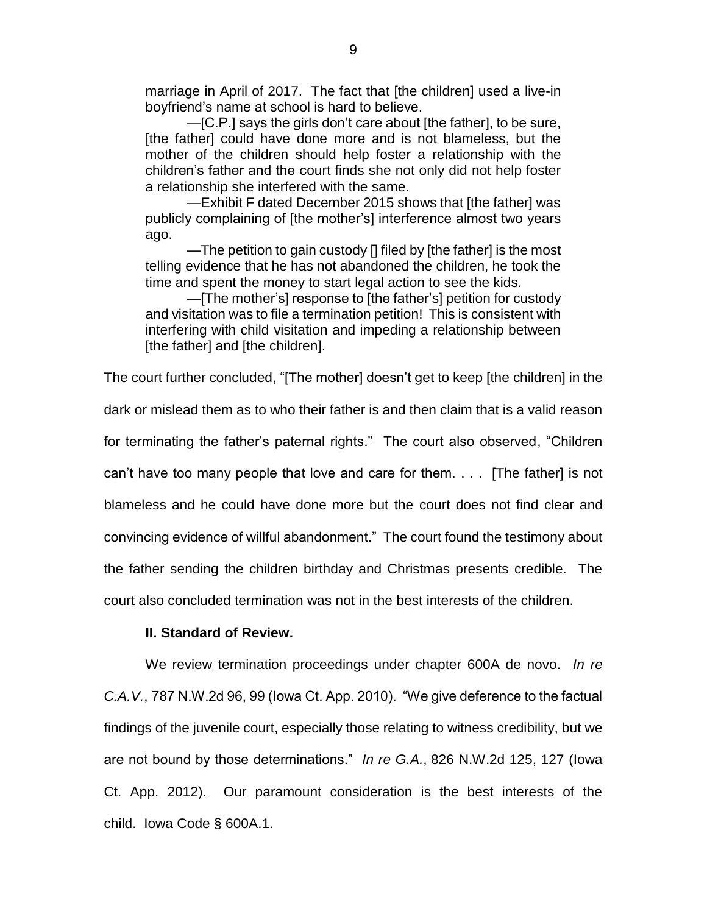marriage in April of 2017. The fact that [the children] used a live-in boyfriend's name at school is hard to believe.

—[C.P.] says the girls don't care about [the father], to be sure, [the father] could have done more and is not blameless, but the mother of the children should help foster a relationship with the children's father and the court finds she not only did not help foster a relationship she interfered with the same.

—Exhibit F dated December 2015 shows that [the father] was publicly complaining of [the mother's] interference almost two years ago.

—The petition to gain custody [] filed by [the father] is the most telling evidence that he has not abandoned the children, he took the time and spent the money to start legal action to see the kids.

—[The mother's] response to [the father's] petition for custody and visitation was to file a termination petition! This is consistent with interfering with child visitation and impeding a relationship between [the father] and [the children].

The court further concluded, "[The mother] doesn't get to keep [the children] in the dark or mislead them as to who their father is and then claim that is a valid reason for terminating the father's paternal rights." The court also observed, "Children can't have too many people that love and care for them. . . . [The father] is not blameless and he could have done more but the court does not find clear and convincing evidence of willful abandonment." The court found the testimony about the father sending the children birthday and Christmas presents credible. The court also concluded termination was not in the best interests of the children.

**II. Standard of Review.**

We review termination proceedings under chapter 600A de novo. *In re C.A.V.*, 787 N.W.2d 96, 99 (Iowa Ct. App. 2010). "We give deference to the factual findings of the juvenile court, especially those relating to witness credibility, but we are not bound by those determinations." *In re G.A.*, 826 N.W.2d 125, 127 (Iowa Ct. App. 2012). Our paramount consideration is the best interests of the child. Iowa Code § 600A.1.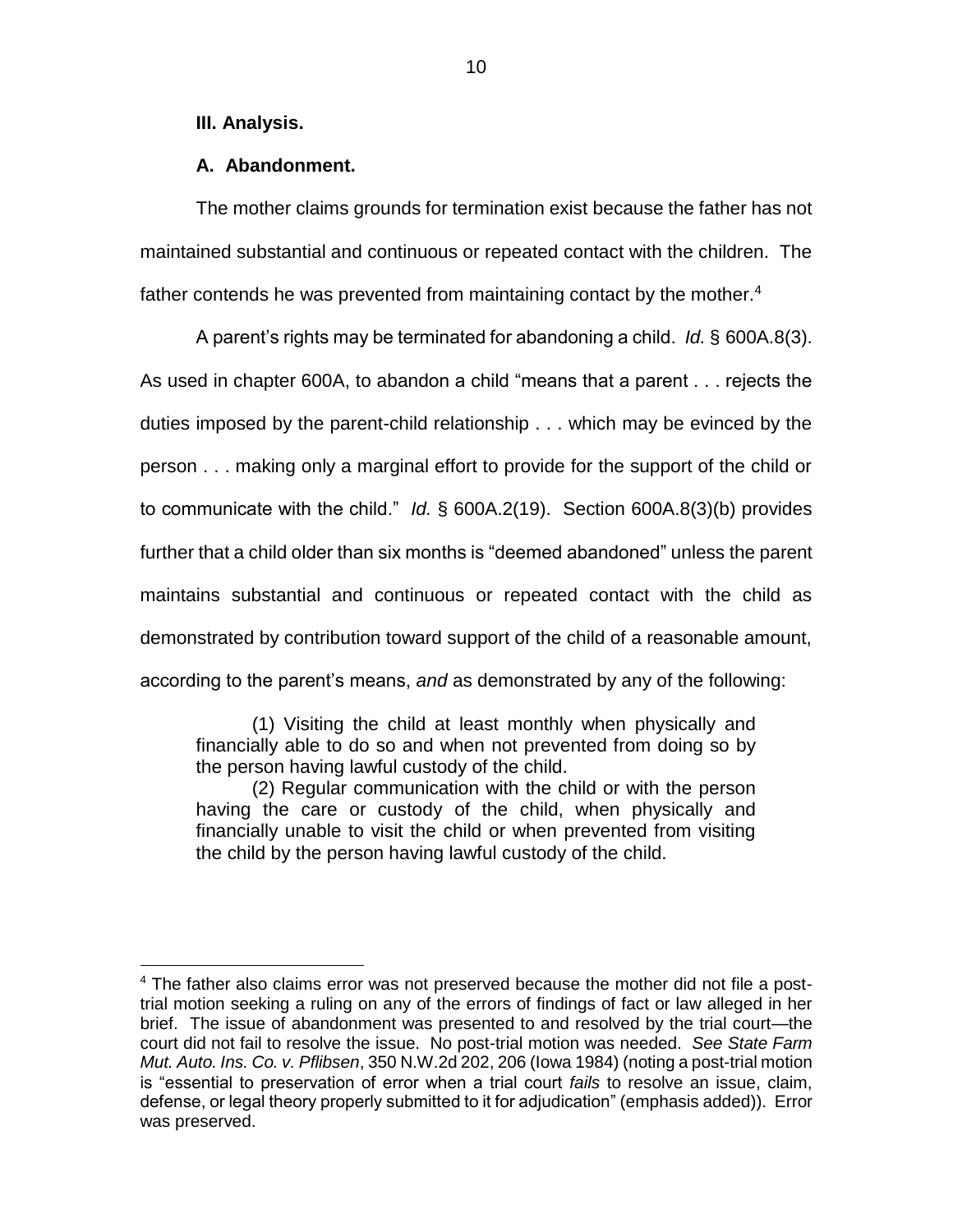### III. Analysis.

#### A. Abandonment.

The mother claims grounds for termination exist because the father has not maintained substantial and continuous or repeated contact with the children. The father contends he was prevented from maintaining contact by the mother.[4]

A parent's rights may be terminated for abandoning a child. *Id.* § 600A.8(3). As used in chapter 600A, to abandon a child "means that a parent . . . rejects the duties imposed by the parent-child relationship . . . which may be evinced by the person . . . making only a marginal effort to provide for the support of the child or to communicate with the child." *Id.* § 600A.2(19). Section 600A.8(3)(b) provides further that a child older than six months is "deemed abandoned" unless the parent maintains substantial and continuous or repeated contact with the child as demonstrated by contribution toward support of the child of a reasonable amount, according to the parent's means, *and* as demonstrated by any of the following:

> (1) Visiting the child at least monthly when physically and financially able to do so and when not prevented from doing so by the person having lawful custody of the child.
>
> (2) Regular communication with the child or with the person having the care or custody of the child, when physically and financially unable to visit the child or when prevented from visiting the child by the person having lawful custody of the child.

---

[4] The father also claims error was not preserved because the mother did not file a post-trial motion seeking a ruling on any of the errors of findings of fact or law alleged in her brief. The issue of abandonment was presented to and resolved by the trial court—the court did not fail to resolve the issue. No post-trial motion was needed. *See State Farm Mut. Auto. Ins. Co. v. Pflibsen*, 350 N.W.2d 202, 206 (Iowa 1984) (noting a post-trial motion is "essential to preservation of error when a trial court *fails* to resolve an issue, claim, defense, or legal theory properly submitted to it for adjudication" (emphasis added)). Error was preserved.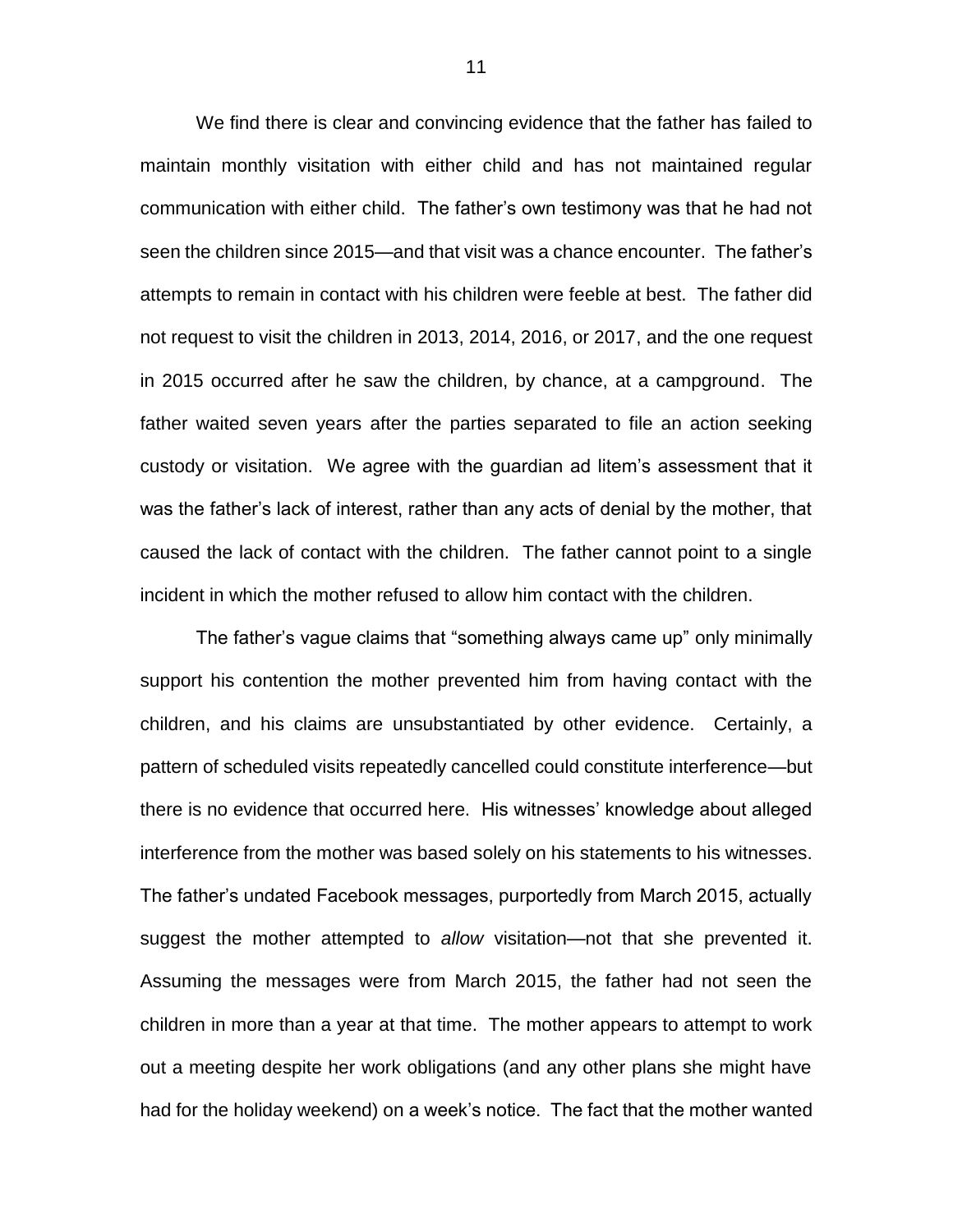We find there is clear and convincing evidence that the father has failed to maintain monthly visitation with either child and has not maintained regular communication with either child. The father's own testimony was that he had not seen the children since 2015—and that visit was a chance encounter. The father's attempts to remain in contact with his children were feeble at best. The father did not request to visit the children in 2013, 2014, 2016, or 2017, and the one request in 2015 occurred after he saw the children, by chance, at a campground. The father waited seven years after the parties separated to file an action seeking custody or visitation. We agree with the guardian ad litem's assessment that it was the father's lack of interest, rather than any acts of denial by the mother, that caused the lack of contact with the children. The father cannot point to a single incident in which the mother refused to allow him contact with the children.

The father's vague claims that "something always came up" only minimally support his contention the mother prevented him from having contact with the children, and his claims are unsubstantiated by other evidence. Certainly, a pattern of scheduled visits repeatedly cancelled could constitute interference—but there is no evidence that occurred here. His witnesses' knowledge about alleged interference from the mother was based solely on his statements to his witnesses. The father's undated Facebook messages, purportedly from March 2015, actually suggest the mother attempted to *allow* visitation—not that she prevented it. Assuming the messages were from March 2015, the father had not seen the children in more than a year at that time. The mother appears to attempt to work out a meeting despite her work obligations (and any other plans she might have had for the holiday weekend) on a week's notice. The fact that the mother wanted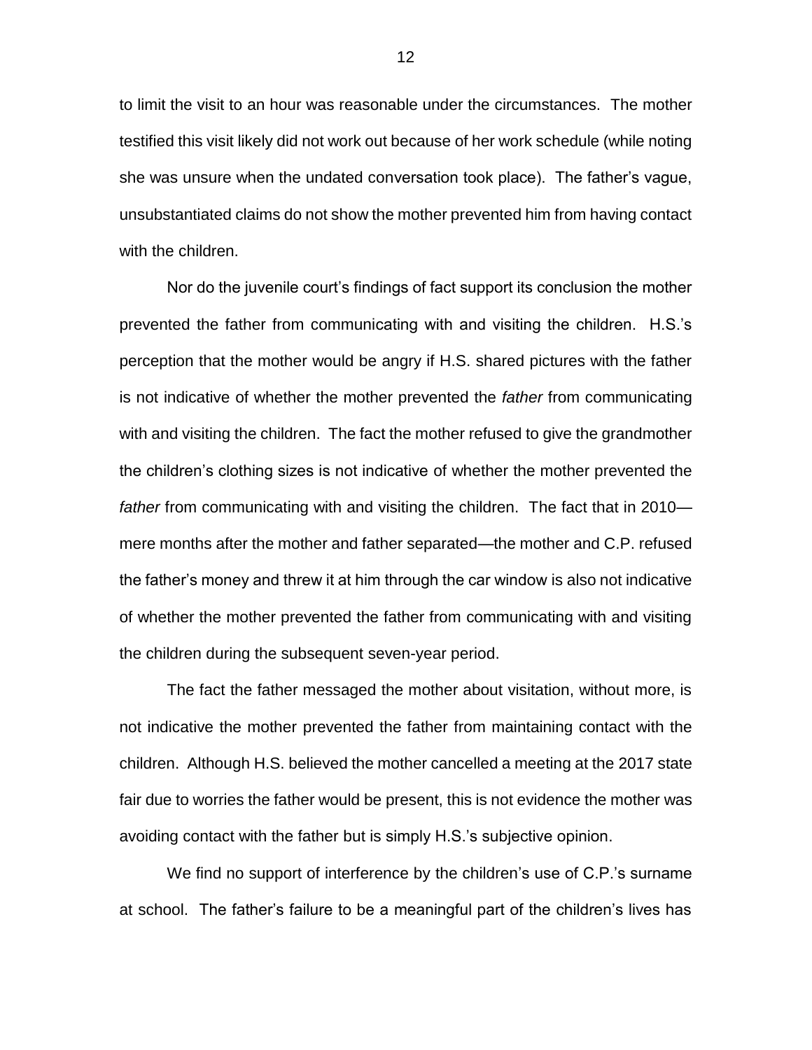to limit the visit to an hour was reasonable under the circumstances. The mother testified this visit likely did not work out because of her work schedule (while noting she was unsure when the undated conversation took place). The father's vague, unsubstantiated claims do not show the mother prevented him from having contact with the children.

Nor do the juvenile court's findings of fact support its conclusion the mother prevented the father from communicating with and visiting the children. H.S.'s perception that the mother would be angry if H.S. shared pictures with the father is not indicative of whether the mother prevented the *father* from communicating with and visiting the children. The fact the mother refused to give the grandmother the children's clothing sizes is not indicative of whether the mother prevented the *father* from communicating with and visiting the children. The fact that in 2010—mere months after the mother and father separated—the mother and C.P. refused the father's money and threw it at him through the car window is also not indicative of whether the mother prevented the father from communicating with and visiting the children during the subsequent seven-year period.

The fact the father messaged the mother about visitation, without more, is not indicative the mother prevented the father from maintaining contact with the children. Although H.S. believed the mother cancelled a meeting at the 2017 state fair due to worries the father would be present, this is not evidence the mother was avoiding contact with the father but is simply H.S.'s subjective opinion.

We find no support of interference by the children's use of C.P.'s surname at school. The father's failure to be a meaningful part of the children's lives has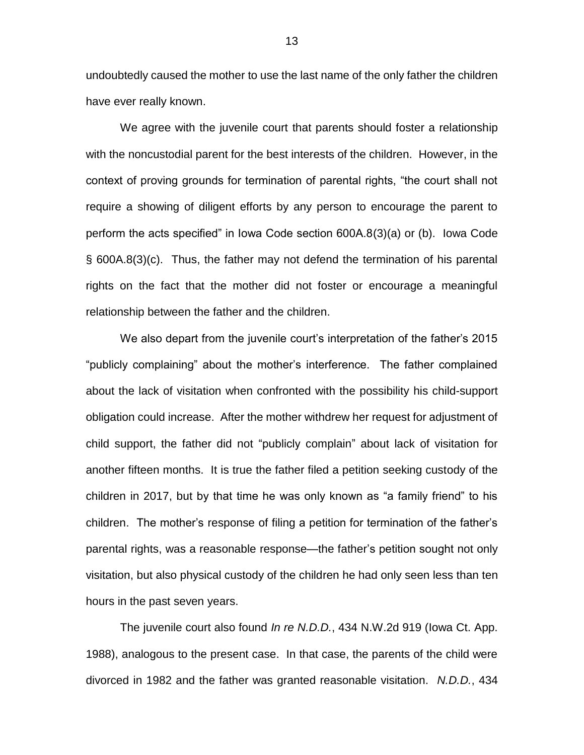undoubtedly caused the mother to use the last name of the only father the children have ever really known.

We agree with the juvenile court that parents should foster a relationship with the noncustodial parent for the best interests of the children. However, in the context of proving grounds for termination of parental rights, "the court shall not require a showing of diligent efforts by any person to encourage the parent to perform the acts specified" in Iowa Code section 600A.8(3)(a) or (b). Iowa Code § 600A.8(3)(c). Thus, the father may not defend the termination of his parental rights on the fact that the mother did not foster or encourage a meaningful relationship between the father and the children.

We also depart from the juvenile court's interpretation of the father's 2015 "publicly complaining" about the mother's interference. The father complained about the lack of visitation when confronted with the possibility his child-support obligation could increase. After the mother withdrew her request for adjustment of child support, the father did not "publicly complain" about lack of visitation for another fifteen months. It is true the father filed a petition seeking custody of the children in 2017, but by that time he was only known as "a family friend" to his children. The mother's response of filing a petition for termination of the father's parental rights, was a reasonable response—the father's petition sought not only visitation, but also physical custody of the children he had only seen less than ten hours in the past seven years.

The juvenile court also found *In re N.D.D.*, 434 N.W.2d 919 (Iowa Ct. App. 1988), analogous to the present case. In that case, the parents of the child were divorced in 1982 and the father was granted reasonable visitation. *N.D.D.*, 434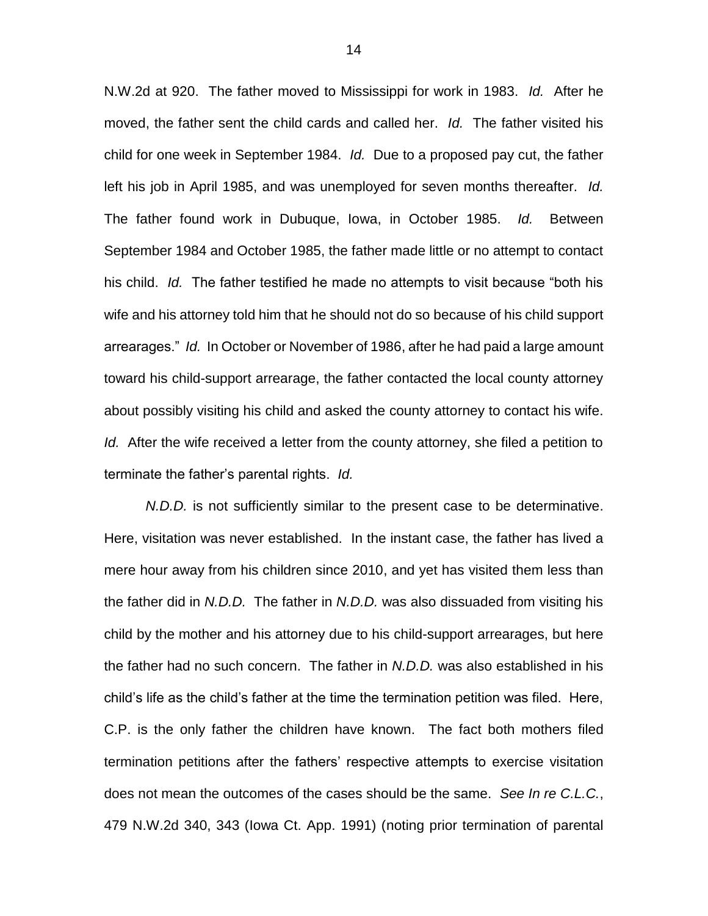N.W.2d at 920. The father moved to Mississippi for work in 1983. *Id.* After he moved, the father sent the child cards and called her. *Id.* The father visited his child for one week in September 1984. *Id.* Due to a proposed pay cut, the father left his job in April 1985, and was unemployed for seven months thereafter. *Id.* The father found work in Dubuque, Iowa, in October 1985. *Id.* Between September 1984 and October 1985, the father made little or no attempt to contact his child. *Id.* The father testified he made no attempts to visit because "both his wife and his attorney told him that he should not do so because of his child support arrearages." *Id.* In October or November of 1986, after he had paid a large amount toward his child-support arrearage, the father contacted the local county attorney about possibly visiting his child and asked the county attorney to contact his wife. *Id.* After the wife received a letter from the county attorney, she filed a petition to terminate the father's parental rights. *Id.*

*N.D.D.* is not sufficiently similar to the present case to be determinative. Here, visitation was never established. In the instant case, the father has lived a mere hour away from his children since 2010, and yet has visited them less than the father did in *N.D.D.* The father in *N.D.D.* was also dissuaded from visiting his child by the mother and his attorney due to his child-support arrearages, but here the father had no such concern. The father in *N.D.D.* was also established in his child's life as the child's father at the time the termination petition was filed. Here, C.P. is the only father the children have known. The fact both mothers filed termination petitions after the fathers' respective attempts to exercise visitation does not mean the outcomes of the cases should be the same. *See In re C.L.C.*, 479 N.W.2d 340, 343 (Iowa Ct. App. 1991) (noting prior termination of parental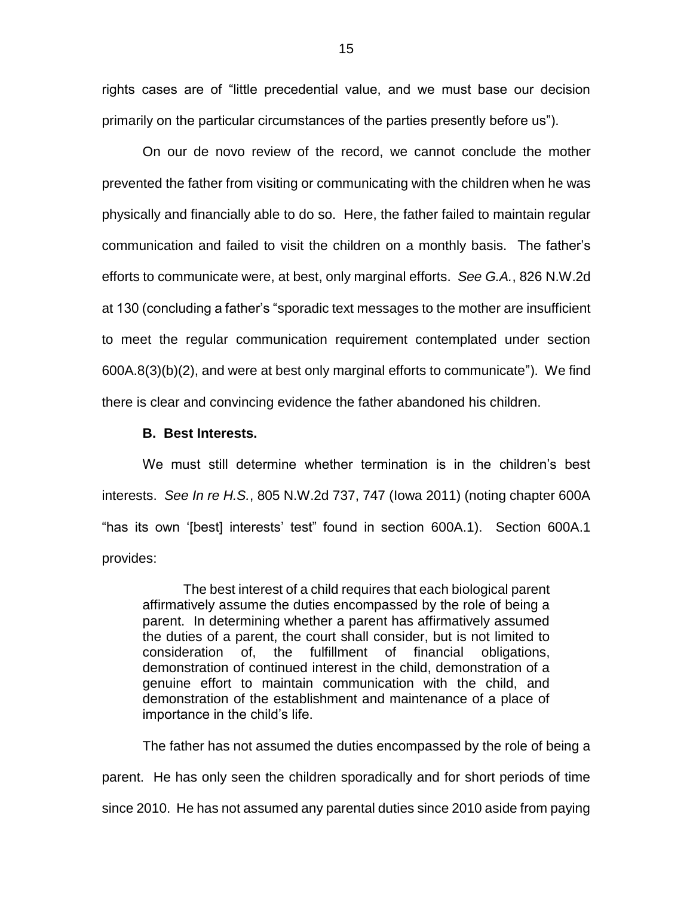rights cases are of "little precedential value, and we must base our decision primarily on the particular circumstances of the parties presently before us").

On our de novo review of the record, we cannot conclude the mother prevented the father from visiting or communicating with the children when he was physically and financially able to do so. Here, the father failed to maintain regular communication and failed to visit the children on a monthly basis. The father's efforts to communicate were, at best, only marginal efforts. *See G.A.*, 826 N.W.2d at 130 (concluding a father's "sporadic text messages to the mother are insufficient to meet the regular communication requirement contemplated under section 600A.8(3)(b)(2), and were at best only marginal efforts to communicate"). We find there is clear and convincing evidence the father abandoned his children.

**B. Best Interests.**

We must still determine whether termination is in the children's best interests. *See In re H.S.*, 805 N.W.2d 737, 747 (Iowa 2011) (noting chapter 600A "has its own '[best] interests' test" found in section 600A.1). Section 600A.1 provides:

> The best interest of a child requires that each biological parent affirmatively assume the duties encompassed by the role of being a parent. In determining whether a parent has affirmatively assumed the duties of a parent, the court shall consider, but is not limited to consideration of, the fulfillment of financial obligations, demonstration of continued interest in the child, demonstration of a genuine effort to maintain communication with the child, and demonstration of the establishment and maintenance of a place of importance in the child's life.

The father has not assumed the duties encompassed by the role of being a parent. He has only seen the children sporadically and for short periods of time since 2010. He has not assumed any parental duties since 2010 aside from paying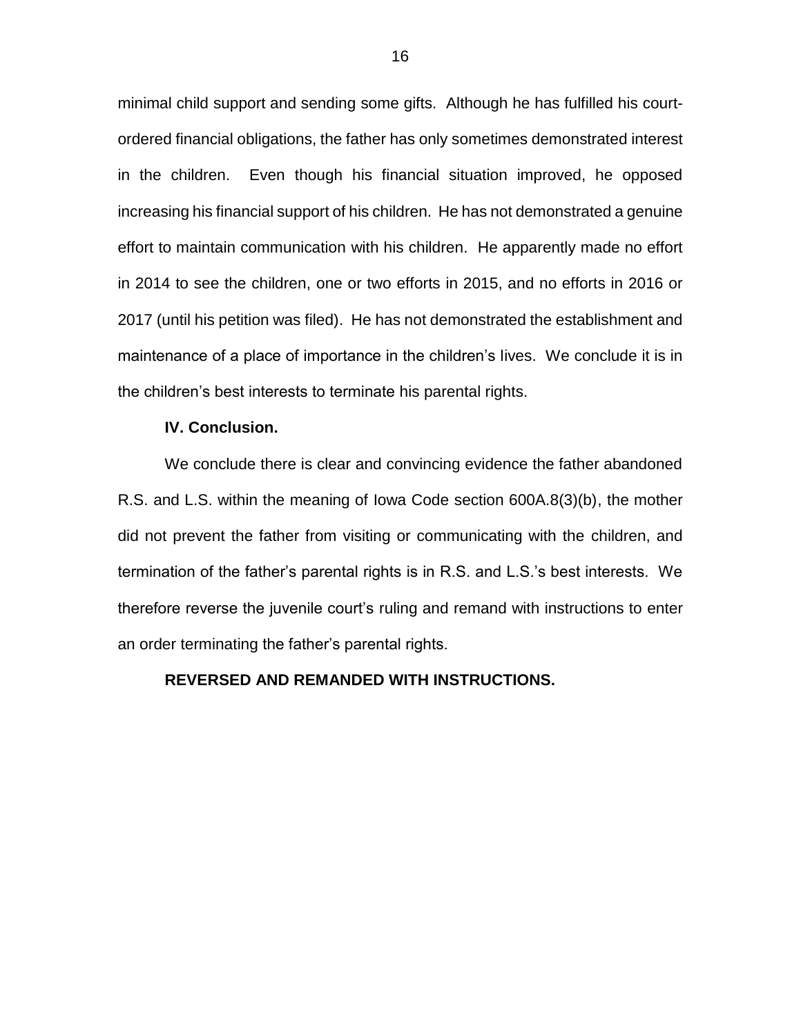minimal child support and sending some gifts. Although he has fulfilled his court-ordered financial obligations, the father has only sometimes demonstrated interest in the children. Even though his financial situation improved, he opposed increasing his financial support of his children. He has not demonstrated a genuine effort to maintain communication with his children. He apparently made no effort in 2014 to see the children, one or two efforts in 2015, and no efforts in 2016 or 2017 (until his petition was filed). He has not demonstrated the establishment and maintenance of a place of importance in the children's lives. We conclude it is in the children's best interests to terminate his parental rights.

**IV. Conclusion.**

We conclude there is clear and convincing evidence the father abandoned R.S. and L.S. within the meaning of Iowa Code section 600A.8(3)(b), the mother did not prevent the father from visiting or communicating with the children, and termination of the father's parental rights is in R.S. and L.S.'s best interests. We therefore reverse the juvenile court's ruling and remand with instructions to enter an order terminating the father's parental rights.

**REVERSED AND REMANDED WITH INSTRUCTIONS.**